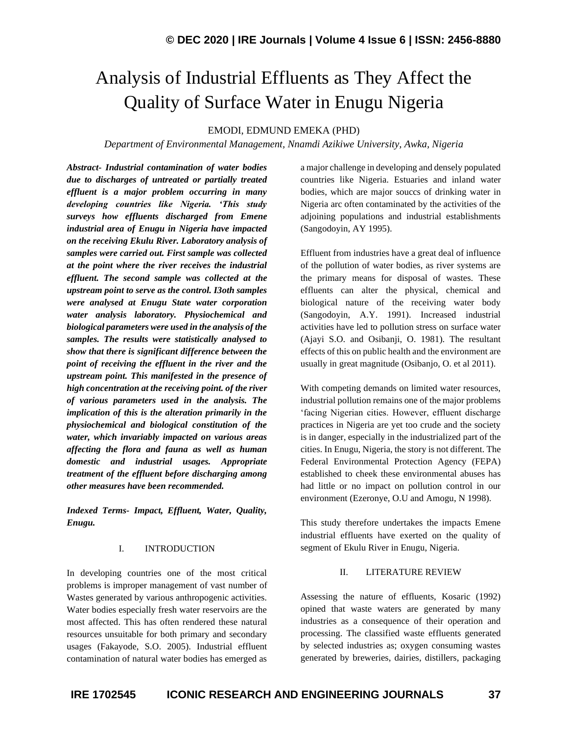# Analysis of Industrial Effluents as They Affect the Quality of Surface Water in Enugu Nigeria

EMODI, EDMUND EMEKA (PHD)

*Department of Environmental Management, Nnamdi Azikiwe University, Awka, Nigeria*

***Abstract- Industrial contamination of water bodies due to discharges of untreated or partially treated effluent is a major problem occurring in many developing countries like Nigeria. 'This study surveys how effluents discharged from Emene industrial area of Enugu in Nigeria have impacted on the receiving Ekulu River. Laboratory analysis of samples were carried out. First sample was collected at the point where the river receives the industrial effluent. The second sample was collected at the upstream point to serve as the control. I3oth samples were analysed at Enugu State water corporation water analysis laboratory. Physiochemical and biological parameters were used in the analysis of the samples. The results were statistically analysed to show that there is significant difference between the point of receiving the effluent in the river and the upstream point. This manifested in the presence of high concentration at the receiving point. of the river of various parameters used in the analysis. The implication of this is the alteration primarily in the physiochemical and biological constitution of the water, which invariably impacted on various areas affecting the flora and fauna as well as human domestic and industrial usages. Appropriate treatment of the effluent before discharging among other measures have been recommended.***

***Indexed Terms- Impact, Effluent, Water, Quality, Enugu.***

## I. INTRODUCTION

In developing countries one of the most critical problems is improper management of vast number of Wastes generated by various anthropogenic activities. Water bodies especially fresh water reservoirs are the most affected. This has often rendered these natural resources unsuitable for both primary and secondary usages (Fakayode, S.O. 2005). Industrial effluent contamination of natural water bodies has emerged as a major challenge in developing and densely populated countries like Nigeria. Estuaries and inland water bodies, which are major souccs of drinking water in Nigeria arc often contaminated by the activities of the adjoining populations and industrial establishments (Sangodoyin, AY 1995).

Effluent from industries have a great deal of influence of the pollution of water bodies, as river systems are the primary means for disposal of wastes. These effluents can alter the physical, chemical and biological nature of the receiving water body (Sangodoyin, A.Y. 1991). Increased industrial activities have led to pollution stress on surface water (Ajayi S.O. and Osibanji, O. 1981). The resultant effects of this on public health and the environment are usually in great magnitude (Osibanjo, O. et al 2011).

With competing demands on limited water resources, industrial pollution remains one of the major problems 'facing Nigerian cities. However, effluent discharge practices in Nigeria are yet too crude and the society is in danger, especially in the industrialized part of the cities. In Enugu, Nigeria, the story is not different. The Federal Environmental Protection Agency (FEPA) established to cheek these environmental abuses has had little or no impact on pollution control in our environment (Ezeronye, O.U and Amogu, N 1998).

This study therefore undertakes the impacts Emene industrial effluents have exerted on the quality of segment of Ekulu River in Enugu, Nigeria.

## II. LITERATURE REVIEW

Assessing the nature of effluents, Kosaric (1992) opined that waste waters are generated by many industries as a consequence of their operation and processing. The classified waste effluents generated by selected industries as; oxygen consuming wastes generated by breweries, dairies, distillers, packaging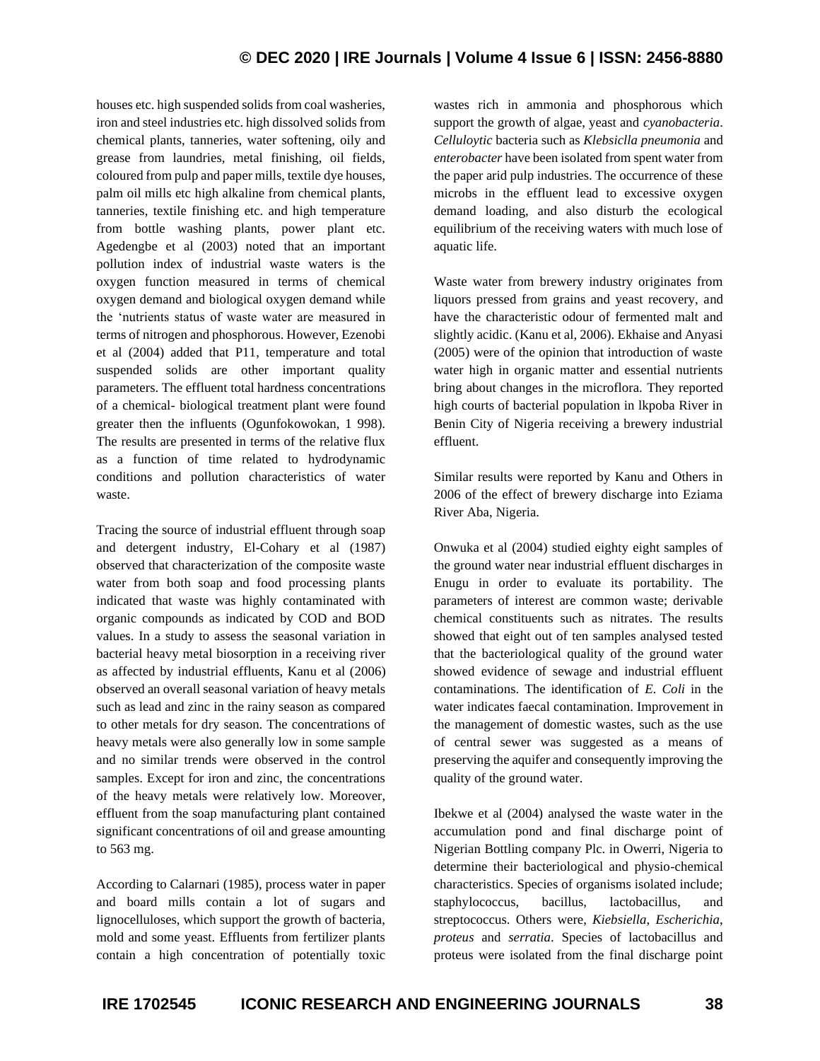houses etc. high suspended solids from coal washeries, iron and steel industries etc. high dissolved solids from chemical plants, tanneries, water softening, oily and grease from laundries, metal finishing, oil fields, coloured from pulp and paper mills, textile dye houses, palm oil mills etc high alkaline from chemical plants, tanneries, textile finishing etc. and high temperature from bottle washing plants, power plant etc. Agedengbe et al (2003) noted that an important pollution index of industrial waste waters is the oxygen function measured in terms of chemical oxygen demand and biological oxygen demand while the 'nutrients status of waste water are measured in terms of nitrogen and phosphorous. However, Ezenobi et al (2004) added that P11, temperature and total suspended solids are other important quality parameters. The effluent total hardness concentrations of a chemical- biological treatment plant were found greater then the influents (Ogunfokowokan, 1 998). The results are presented in terms of the relative flux as a function of time related to hydrodynamic conditions and pollution characteristics of water waste.

Tracing the source of industrial effluent through soap and detergent industry, El-Cohary et al (1987) observed that characterization of the composite waste water from both soap and food processing plants indicated that waste was highly contaminated with organic compounds as indicated by COD and BOD values. In a study to assess the seasonal variation in bacterial heavy metal biosorption in a receiving river as affected by industrial effluents, Kanu et al (2006) observed an overall seasonal variation of heavy metals such as lead and zinc in the rainy season as compared to other metals for dry season. The concentrations of heavy metals were also generally low in some sample and no similar trends were observed in the control samples. Except for iron and zinc, the concentrations of the heavy metals were relatively low. Moreover, effluent from the soap manufacturing plant contained significant concentrations of oil and grease amounting to 563 mg.

According to Calarnari (1985), process water in paper and board mills contain a lot of sugars and lignocelluloses, which support the growth of bacteria, mold and some yeast. Effluents from fertilizer plants contain a high concentration of potentially toxic wastes rich in ammonia and phosphorous which support the growth of algae, yeast and *cyanobacteria*. *Celluloytic* bacteria such as *Klebsiclla pneumonia* and *enterobacter* have been isolated from spent water from the paper arid pulp industries. The occurrence of these microbs in the effluent lead to excessive oxygen demand loading, and also disturb the ecological equilibrium of the receiving waters with much lose of aquatic life.

Waste water from brewery industry originates from liquors pressed from grains and yeast recovery, and have the characteristic odour of fermented malt and slightly acidic. (Kanu et al, 2006). Ekhaise and Anyasi (2005) were of the opinion that introduction of waste water high in organic matter and essential nutrients bring about changes in the microflora. They reported high courts of bacterial population in lkpoba River in Benin City of Nigeria receiving a brewery industrial effluent.

Similar results were reported by Kanu and Others in 2006 of the effect of brewery discharge into Eziama River Aba, Nigeria.

Onwuka et al (2004) studied eighty eight samples of the ground water near industrial effluent discharges in Enugu in order to evaluate its portability. The parameters of interest are common waste; derivable chemical constituents such as nitrates. The results showed that eight out of ten samples analysed tested that the bacteriological quality of the ground water showed evidence of sewage and industrial effluent contaminations. The identification of *E. Coli* in the water indicates faecal contamination. Improvement in the management of domestic wastes, such as the use of central sewer was suggested as a means of preserving the aquifer and consequently improving the quality of the ground water.

Ibekwe et al (2004) analysed the waste water in the accumulation pond and final discharge point of Nigerian Bottling company Plc. in Owerri, Nigeria to determine their bacteriological and physio-chemical characteristics. Species of organisms isolated include; staphylococcus, bacillus, lactobacillus, and streptococcus. Others were, *Kiebsiella*, *Escherichia*, *proteus* and *serratia*. Species of lactobacillus and proteus were isolated from the final discharge point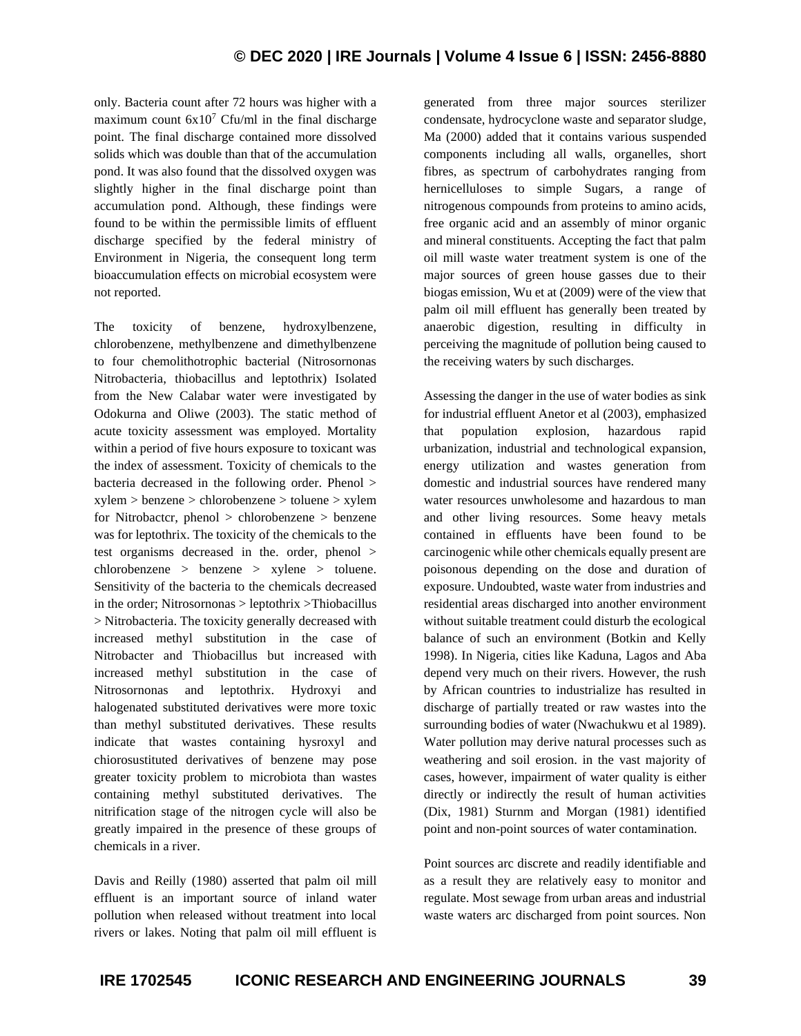only. Bacteria count after 72 hours was higher with a maximum count $6x10^7$ Cfu/ml in the final discharge point. The final discharge contained more dissolved solids which was double than that of the accumulation pond. It was also found that the dissolved oxygen was slightly higher in the final discharge point than accumulation pond. Although, these findings were found to be within the permissible limits of effluent discharge specified by the federal ministry of Environment in Nigeria, the consequent long term bioaccumulation effects on microbial ecosystem were not reported.

The toxicity of benzene, hydroxylbenzene, chlorobenzene, methylbenzene and dimethylbenzene to four chemolithotrophic bacterial (Nitrosornonas Nitrobacteria, thiobacillus and leptothrix) Isolated from the New Calabar water were investigated by Odokurna and Oliwe (2003). The static method of acute toxicity assessment was employed. Mortality within a period of five hours exposure to toxicant was the index of assessment. Toxicity of chemicals to the bacteria decreased in the following order. Phenol > xylem > benzene > chlorobenzene > toluene > xylem for Nitrobactcr, phenol > chlorobenzene > benzene was for leptothrix. The toxicity of the chemicals to the test organisms decreased in the. order, phenol > chlorobenzene > benzene > xylene > toluene. Sensitivity of the bacteria to the chemicals decreased in the order; Nitrosornonas > leptothrix >Thiobacillus > Nitrobacteria. The toxicity generally decreased with increased methyl substitution in the case of Nitrobacter and Thiobacillus but increased with increased methyl substitution in the case of Nitrosornonas and leptothrix. Hydroxyi and halogenated substituted derivatives were more toxic than methyl substituted derivatives. These results indicate that wastes containing hysroxyl and chiorosustituted derivatives of benzene may pose greater toxicity problem to microbiota than wastes containing methyl substituted derivatives. The nitrification stage of the nitrogen cycle will also be greatly impaired in the presence of these groups of chemicals in a river.

Davis and Reilly (1980) asserted that palm oil mill effluent is an important source of inland water pollution when released without treatment into local rivers or lakes. Noting that palm oil mill effluent is generated from three major sources sterilizer condensate, hydrocyclone waste and separator sludge, Ma (2000) added that it contains various suspended components including all walls, organelles, short fibres, as spectrum of carbohydrates ranging from hernicelluloses to simple Sugars, a range of nitrogenous compounds from proteins to amino acids, free organic acid and an assembly of minor organic and mineral constituents. Accepting the fact that palm oil mill waste water treatment system is one of the major sources of green house gasses due to their biogas emission, Wu et at (2009) were of the view that palm oil mill effluent has generally been treated by anaerobic digestion, resulting in difficulty in perceiving the magnitude of pollution being caused to the receiving waters by such discharges.

Assessing the danger in the use of water bodies as sink for industrial effluent Anetor et al (2003), emphasized that population explosion, hazardous rapid urbanization, industrial and technological expansion, energy utilization and wastes generation from domestic and industrial sources have rendered many water resources unwholesome and hazardous to man and other living resources. Some heavy metals contained in effluents have been found to be carcinogenic while other chemicals equally present are poisonous depending on the dose and duration of exposure. Undoubted, waste water from industries and residential areas discharged into another environment without suitable treatment could disturb the ecological balance of such an environment (Botkin and Kelly 1998). In Nigeria, cities like Kaduna, Lagos and Aba depend very much on their rivers. However, the rush by African countries to industrialize has resulted in discharge of partially treated or raw wastes into the surrounding bodies of water (Nwachukwu et al 1989). Water pollution may derive natural processes such as weathering and soil erosion. in the vast majority of cases, however, impairment of water quality is either directly or indirectly the result of human activities (Dix, 1981) Sturnm and Morgan (1981) identified point and non-point sources of water contamination.

Point sources arc discrete and readily identifiable and as a result they are relatively easy to monitor and regulate. Most sewage from urban areas and industrial waste waters arc discharged from point sources. Non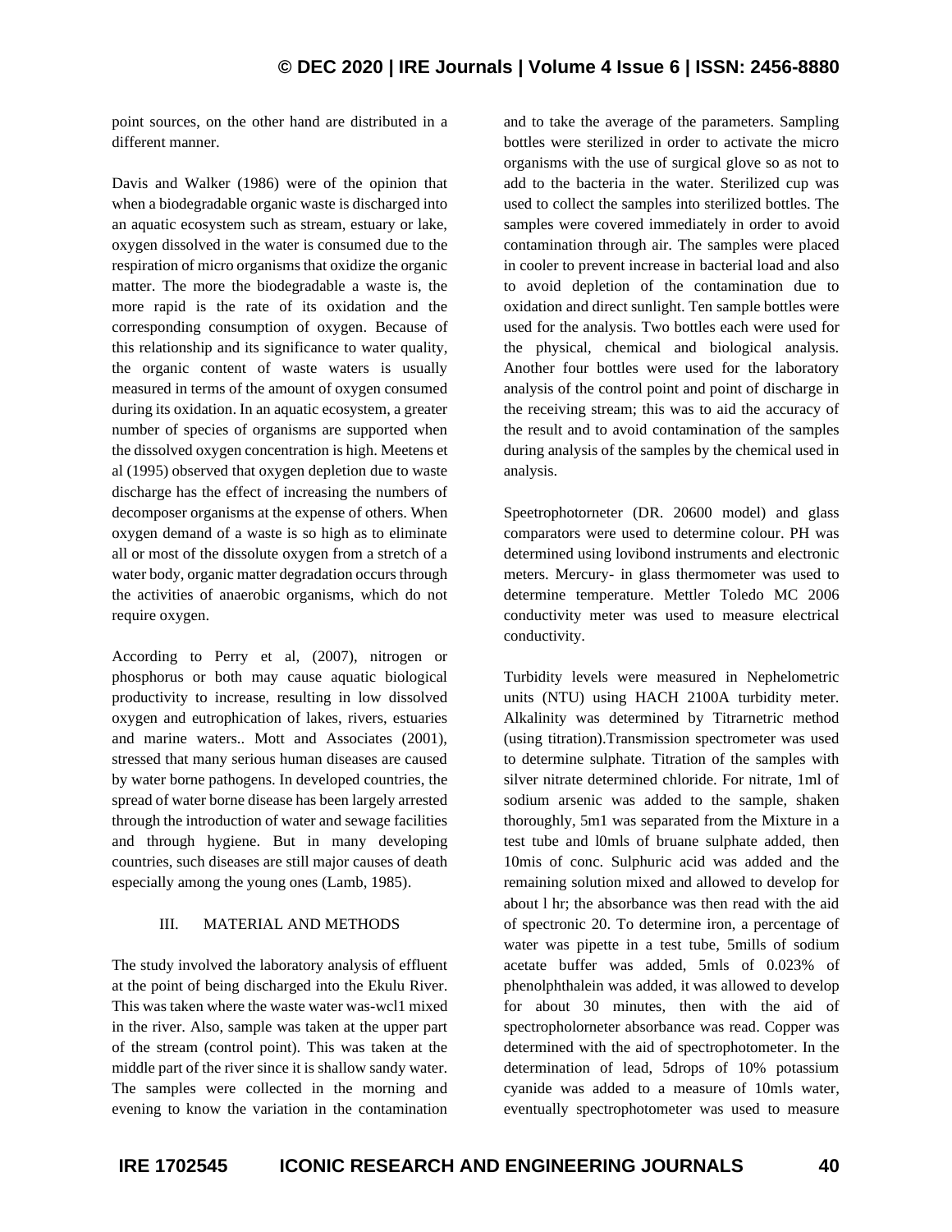point sources, on the other hand are distributed in a different manner.

Davis and Walker (1986) were of the opinion that when a biodegradable organic waste is discharged into an aquatic ecosystem such as stream, estuary or lake, oxygen dissolved in the water is consumed due to the respiration of micro organisms that oxidize the organic matter. The more the biodegradable a waste is, the more rapid is the rate of its oxidation and the corresponding consumption of oxygen. Because of this relationship and its significance to water quality, the organic content of waste waters is usually measured in terms of the amount of oxygen consumed during its oxidation. In an aquatic ecosystem, a greater number of species of organisms are supported when the dissolved oxygen concentration is high. Meetens et al (1995) observed that oxygen depletion due to waste discharge has the effect of increasing the numbers of decomposer organisms at the expense of others. When oxygen demand of a waste is so high as to eliminate all or most of the dissolute oxygen from a stretch of a water body, organic matter degradation occurs through the activities of anaerobic organisms, which do not require oxygen.

According to Perry et al, (2007), nitrogen or phosphorus or both may cause aquatic biological productivity to increase, resulting in low dissolved oxygen and eutrophication of lakes, rivers, estuaries and marine waters.. Mott and Associates (2001), stressed that many serious human diseases are caused by water borne pathogens. In developed countries, the spread of water borne disease has been largely arrested through the introduction of water and sewage facilities and through hygiene. But in many developing countries, such diseases are still major causes of death especially among the young ones (Lamb, 1985).

## III. MATERIAL AND METHODS

The study involved the laboratory analysis of effluent at the point of being discharged into the Ekulu River. This was taken where the waste water was-wcl1 mixed in the river. Also, sample was taken at the upper part of the stream (control point). This was taken at the middle part of the river since it is shallow sandy water. The samples were collected in the morning and evening to know the variation in the contamination and to take the average of the parameters. Sampling bottles were sterilized in order to activate the micro organisms with the use of surgical glove so as not to add to the bacteria in the water. Sterilized cup was used to collect the samples into sterilized bottles. The samples were covered immediately in order to avoid contamination through air. The samples were placed in cooler to prevent increase in bacterial load and also to avoid depletion of the contamination due to oxidation and direct sunlight. Ten sample bottles were used for the analysis. Two bottles each were used for the physical, chemical and biological analysis. Another four bottles were used for the laboratory analysis of the control point and point of discharge in the receiving stream; this was to aid the accuracy of the result and to avoid contamination of the samples during analysis of the samples by the chemical used in analysis.

Speetrophotorneter (DR. 20600 model) and glass comparators were used to determine colour. PH was determined using lovibond instruments and electronic meters. Mercury- in glass thermometer was used to determine temperature. Mettler Toledo MC 2006 conductivity meter was used to measure electrical conductivity.

Turbidity levels were measured in Nephelometric units (NTU) using HACH 2100A turbidity meter. Alkalinity was determined by Titrarnetric method (using titration).Transmission spectrometer was used to determine sulphate. Titration of the samples with silver nitrate determined chloride. For nitrate, 1ml of sodium arsenic was added to the sample, shaken thoroughly, 5m1 was separated from the Mixture in a test tube and l0mls of bruane sulphate added, then 10mis of conc. Sulphuric acid was added and the remaining solution mixed and allowed to develop for about l hr; the absorbance was then read with the aid of spectronic 20. To determine iron, a percentage of water was pipette in a test tube, 5mills of sodium acetate buffer was added, 5mls of 0.023% of phenolphthalein was added, it was allowed to develop for about 30 minutes, then with the aid of spectropholorneter absorbance was read. Copper was determined with the aid of spectrophotometer. In the determination of lead, 5drops of 10% potassium cyanide was added to a measure of 10mls water, eventually spectrophotometer was used to measure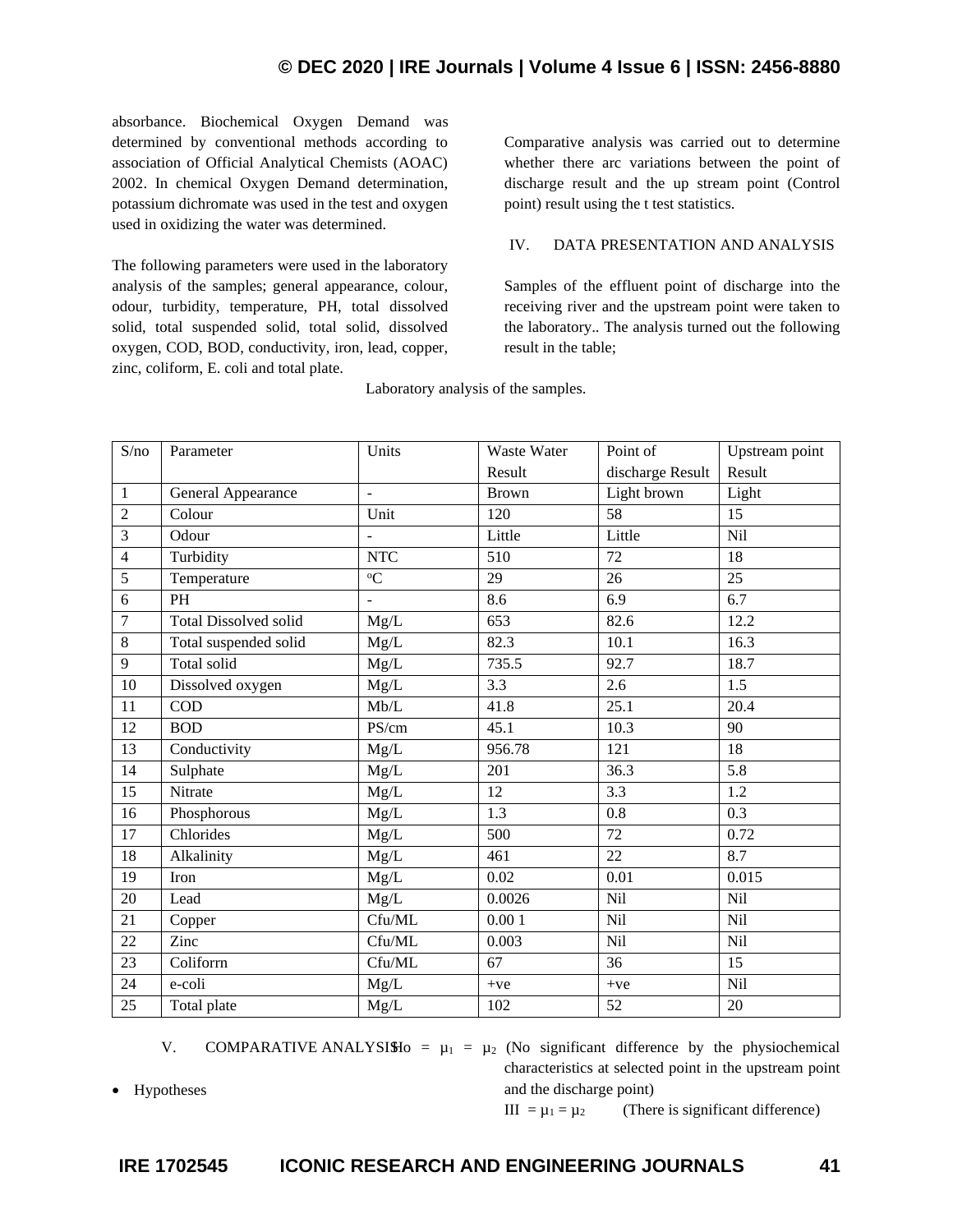absorbance. Biochemical Oxygen Demand was determined by conventional methods according to association of Official Analytical Chemists (AOAC) 2002. In chemical Oxygen Demand determination, potassium dichromate was used in the test and oxygen used in oxidizing the water was determined.

The following parameters were used in the laboratory analysis of the samples; general appearance, colour, odour, turbidity, temperature, PH, total dissolved solid, total suspended solid, total solid, dissolved oxygen, COD, BOD, conductivity, iron, lead, copper, zinc, coliform, E. coli and total plate.

Comparative analysis was carried out to determine whether there arc variations between the point of discharge result and the up stream point (Control point) result using the t test statistics.

## IV. DATA PRESENTATION AND ANALYSIS

Samples of the effluent point of discharge into the receiving river and the upstream point were taken to the laboratory.. The analysis turned out the following result in the table;

Laboratory analysis of the samples.

| S/no | Parameter | Units | Waste Water Result | Point of discharge Result | Upstream point Result |
|---|---|---|---|---|---|
| 1 | General Appearance | - | Brown | Light brown | Light |
| 2 | Colour | Unit | 120 | 58 | 15 |
| 3 | Odour | - | Little | Little | Nil |
| 4 | Turbidity | NTC | 510 | 72 | 18 |
| 5 | Temperature | $^{o}C$ | 29 | 26 | 25 |
| 6 | PH | - | 8.6 | 6.9 | 6.7 |
| 7 | Total Dissolved solid | Mg/L | 653 | 82.6 | 12.2 |
| 8 | Total suspended solid | Mg/L | 82.3 | 10.1 | 16.3 |
| 9 | Total solid | Mg/L | 735.5 | 92.7 | 18.7 |
| 10 | Dissolved oxygen | Mg/L | 3.3 | 2.6 | 1.5 |
| 11 | COD | Mb/L | 41.8 | 25.1 | 20.4 |
| 12 | BOD | PS/cm | 45.1 | 10.3 | 90 |
| 13 | Conductivity | Mg/L | 956.78 | 121 | 18 |
| 14 | Sulphate | Mg/L | 201 | 36.3 | 5.8 |
| 15 | Nitrate | Mg/L | 12 | 3.3 | 1.2 |
| 16 | Phosphorous | Mg/L | 1.3 | 0.8 | 0.3 |
| 17 | Chlorides | Mg/L | 500 | 72 | 0.72 |
| 18 | Alkalinity | Mg/L | 461 | 22 | 8.7 |
| 19 | Iron | Mg/L | 0.02 | 0.01 | 0.015 |
| 20 | Lead | Mg/L | 0.0026 | Nil | Nil |
| 21 | Copper | Cfu/ML | 0.00 1 | Nil | Nil |
| 22 | Zinc | Cfu/ML | 0.003 | Nil | Nil |
| 23 | Coliforrn | Cfu/ML | 67 | 36 | 15 |
| 24 | e-coli | Mg/L | +ve | +ve | Nil |
| 25 | Total plate | Mg/L | 102 | 52 | 20 |

## V. COMPARATIVE ANALYSIS

- Hypotheses

Ho $= \mu_1 = \mu_2$ (No significant difference by the physiochemical characteristics at selected point in the upstream point and the discharge point)

III $= \mu_1 = \mu_2$ (There is significant difference)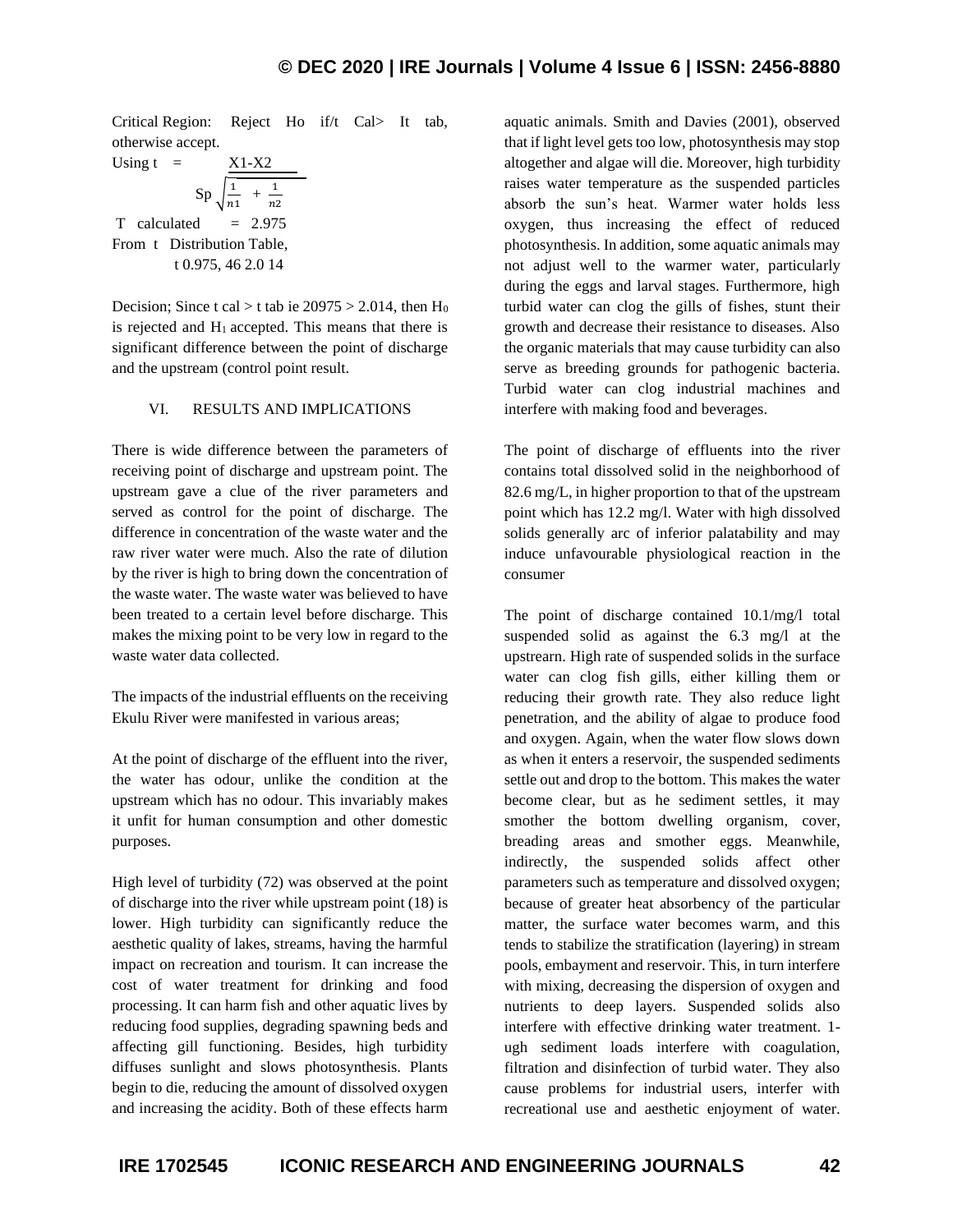Critical Region: Reject Ho if/t Cal> It tab, otherwise accept.

Using t = 
$$t = \frac{X1-X2}{Sp\sqrt{\frac{1}{n1} + \frac{1}{n2}}}$$

T calculated = 2.975

From t Distribution Table,

t 0.975, 46 2.0 14

Decision; Since t cal > t tab ie 20975 > 2.014, then $H_0$ is rejected and $H_1$ accepted. This means that there is significant difference between the point of discharge and the upstream (control point result.

## VI. RESULTS AND IMPLICATIONS

There is wide difference between the parameters of receiving point of discharge and upstream point. The upstream gave a clue of the river parameters and served as control for the point of discharge. The difference in concentration of the waste water and the raw river water were much. Also the rate of dilution by the river is high to bring down the concentration of the waste water. The waste water was believed to have been treated to a certain level before discharge. This makes the mixing point to be very low in regard to the waste water data collected.

The impacts of the industrial effluents on the receiving Ekulu River were manifested in various areas;

At the point of discharge of the effluent into the river, the water has odour, unlike the condition at the upstream which has no odour. This invariably makes it unfit for human consumption and other domestic purposes.

High level of turbidity (72) was observed at the point of discharge into the river while upstream point (18) is lower. High turbidity can significantly reduce the aesthetic quality of lakes, streams, having the harmful impact on recreation and tourism. It can increase the cost of water treatment for drinking and food processing. It can harm fish and other aquatic lives by reducing food supplies, degrading spawning beds and affecting gill functioning. Besides, high turbidity diffuses sunlight and slows photosynthesis. Plants begin to die, reducing the amount of dissolved oxygen and increasing the acidity. Both of these effects harm aquatic animals. Smith and Davies (2001), observed that if light level gets too low, photosynthesis may stop altogether and algae will die. Moreover, high turbidity raises water temperature as the suspended particles absorb the sun's heat. Warmer water holds less oxygen, thus increasing the effect of reduced photosynthesis. In addition, some aquatic animals may not adjust well to the warmer water, particularly during the eggs and larval stages. Furthermore, high turbid water can clog the gills of fishes, stunt their growth and decrease their resistance to diseases. Also the organic materials that may cause turbidity can also serve as breeding grounds for pathogenic bacteria. Turbid water can clog industrial machines and interfere with making food and beverages.

The point of discharge of effluents into the river contains total dissolved solid in the neighborhood of 82.6 mg/L, in higher proportion to that of the upstream point which has 12.2 mg/l. Water with high dissolved solids generally arc of inferior palatability and may induce unfavourable physiological reaction in the consumer

The point of discharge contained 10.1/mg/l total suspended solid as against the 6.3 mg/l at the upstrearn. High rate of suspended solids in the surface water can clog fish gills, either killing them or reducing their growth rate. They also reduce light penetration, and the ability of algae to produce food and oxygen. Again, when the water flow slows down as when it enters a reservoir, the suspended sediments settle out and drop to the bottom. This makes the water become clear, but as he sediment settles, it may smother the bottom dwelling organism, cover, breading areas and smother eggs. Meanwhile, indirectly, the suspended solids affect other parameters such as temperature and dissolved oxygen; because of greater heat absorbency of the particular matter, the surface water becomes warm, and this tends to stabilize the stratification (layering) in stream pools, embayment and reservoir. This, in turn interfere with mixing, decreasing the dispersion of oxygen and nutrients to deep layers. Suspended solids also interfere with effective drinking water treatment. 1-ugh sediment loads interfere with coagulation, filtration and disinfection of turbid water. They also cause problems for industrial users, interfer with recreational use and aesthetic enjoyment of water.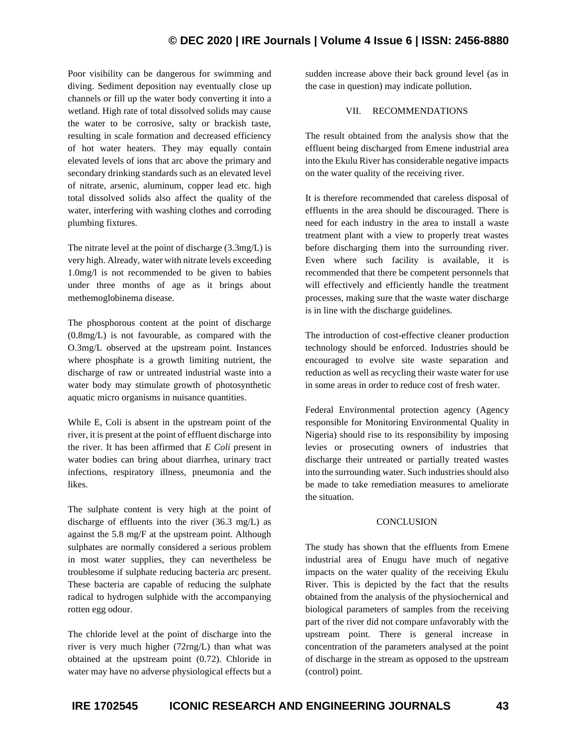Poor visibility can be dangerous for swimming and diving. Sediment deposition nay eventually close up channels or fill up the water body converting it into a wetland. High rate of total dissolved solids may cause the water to be corrosive, salty or brackish taste, resulting in scale formation and decreased efficiency of hot water heaters. They may equally contain elevated levels of ions that arc above the primary and secondary drinking standards such as an elevated level of nitrate, arsenic, aluminum, copper lead etc. high total dissolved solids also affect the quality of the water, interfering with washing clothes and corroding plumbing fixtures.

The nitrate level at the point of discharge (3.3mg/L) is very high. Already, water with nitrate levels exceeding 1.0mg/l is not recommended to be given to babies under three months of age as it brings about methemoglobinema disease.

The phosphorous content at the point of discharge (0.8mg/L) is not favourable, as compared with the O.3mg/L observed at the upstream point. Instances where phosphate is a growth limiting nutrient, the discharge of raw or untreated industrial waste into a water body may stimulate growth of photosynthetic aquatic micro organisms in nuisance quantities.

While E, Coli is absent in the upstream point of the river, it is present at the point of effluent discharge into the river. It has been affirmed that *E Coli* present in water bodies can bring about diarrhea, urinary tract infections, respiratory illness, pneumonia and the likes.

The sulphate content is very high at the point of discharge of effluents into the river (36.3 mg/L) as against the 5.8 mg/F at the upstream point. Although sulphates are normally considered a serious problem in most water supplies, they can nevertheless be troublesome if sulphate reducing bacteria arc present. These bacteria are capable of reducing the sulphate radical to hydrogen sulphide with the accompanying rotten egg odour.

The chloride level at the point of discharge into the river is very much higher (72rng/L) than what was obtained at the upstream point (0.72). Chloride in water may have no adverse physiological effects but a sudden increase above their back ground level (as in the case in question) may indicate pollution.

## VII. RECOMMENDATIONS

The result obtained from the analysis show that the effluent being discharged from Emene industrial area into the Ekulu River has considerable negative impacts on the water quality of the receiving river.

It is therefore recommended that careless disposal of effluents in the area should be discouraged. There is need for each industry in the area to install a waste treatment plant with a view to properly treat wastes before discharging them into the surrounding river. Even where such facility is available, it is recommended that there be competent personnels that will effectively and efficiently handle the treatment processes, making sure that the waste water discharge is in line with the discharge guidelines.

The introduction of cost-effective cleaner production technology should be enforced. Industries should be encouraged to evolve site waste separation and reduction as well as recycling their waste water for use in some areas in order to reduce cost of fresh water.

Federal Environmental protection agency (Agency responsible for Monitoring Environmental Quality in Nigeria) should rise to its responsibility by imposing levies or prosecuting owners of industries that discharge their untreated or partially treated wastes into the surrounding water. Such industries should also be made to take remediation measures to ameliorate the situation.

## CONCLUSION

The study has shown that the effluents from Emene industrial area of Enugu have much of negative impacts on the water quality of the receiving Ekulu River. This is depicted by the fact that the results obtained from the analysis of the physiochernical and biological parameters of samples from the receiving part of the river did not compare unfavorably with the upstream point. There is general increase in concentration of the parameters analysed at the point of discharge in the stream as opposed to the upstream (control) point.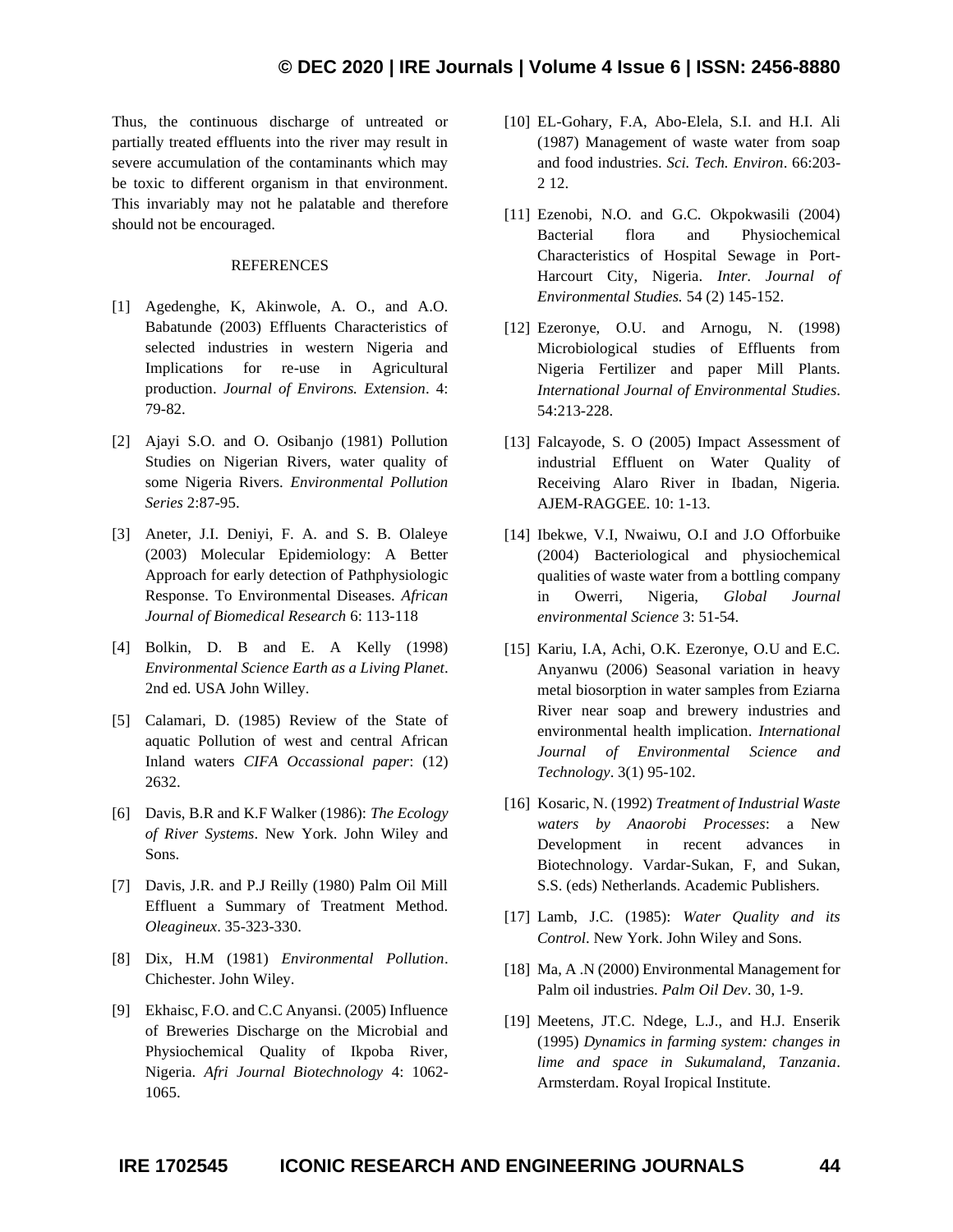Thus, the continuous discharge of untreated or partially treated effluents into the river may result in severe accumulation of the contaminants which may be toxic to different organism in that environment. This invariably may not he palatable and therefore should not be encouraged.

## REFERENCES

[1] Agedenghe, K, Akinwole, A. O., and A.O. Babatunde (2003) Effluents Characteristics of selected industries in western Nigeria and Implications for re-use in Agricultural production. *Journal of Environs. Extension*. 4: 79-82.

[2] Ajayi S.O. and O. Osibanjo (1981) Pollution Studies on Nigerian Rivers, water quality of some Nigeria Rivers. *Environmental Pollution Series* 2:87-95.

[3] Aneter, J.I. Deniyi, F. A. and S. B. Olaleye (2003) Molecular Epidemiology: A Better Approach for early detection of Pathphysiologic Response. To Environmental Diseases. *African Journal of Biomedical Research* 6: 113-118

[4] Bolkin, D. B and E. A Kelly (1998) *Environmental Science Earth as a Living Planet*. 2nd ed. USA John Willey.

[5] Calamari, D. (1985) Review of the State of aquatic Pollution of west and central African Inland waters *CIFA Occassional paper*: (12) 2632.

[6] Davis, B.R and K.F Walker (1986): *The Ecology of River Systems*. New York. John Wiley and Sons.

[7] Davis, J.R. and P.J Reilly (1980) Palm Oil Mill Effluent a Summary of Treatment Method. *Oleagineux*. 35-323-330.

[8] Dix, H.M (1981) *Environmental Pollution*. Chichester. John Wiley.

[9] Ekhaisc, F.O. and C.C Anyansi. (2005) Influence of Breweries Discharge on the Microbial and Physiochemical Quality of Ikpoba River, Nigeria. *Afri Journal Biotechnology* 4: 1062-1065.

[10] EL-Gohary, F.A, Abo-Elela, S.I. and H.I. Ali (1987) Management of waste water from soap and food industries. *Sci. Tech. Environ*. 66:203-2 12.

[11] Ezenobi, N.O. and G.C. Okpokwasili (2004) Bacterial flora and Physiochemical Characteristics of Hospital Sewage in Port-Harcourt City, Nigeria. *Inter. Journal of Environmental Studies.* 54 (2) 145-152.

[12] Ezeronye, O.U. and Arnogu, N. (1998) Microbiological studies of Effluents from Nigeria Fertilizer and paper Mill Plants. *International Journal of Environmental Studies*. 54:213-228.

[13] Falcayode, S. O (2005) Impact Assessment of industrial Effluent on Water Quality of Receiving Alaro River in Ibadan, Nigeria. AJEM-RAGGEE. 10: 1-13.

[14] Ibekwe, V.I, Nwaiwu, O.I and J.O Offorbuike (2004) Bacteriological and physiochemical qualities of waste water from a bottling company in Owerri, Nigeria, *Global Journal environmental Science* 3: 51-54.

[15] Kariu, I.A, Achi, O.K. Ezeronye, O.U and E.C. Anyanwu (2006) Seasonal variation in heavy metal biosorption in water samples from Eziarna River near soap and brewery industries and environmental health implication. *International Journal of Environmental Science and Technology*. 3(1) 95-102.

[16] Kosaric, N. (1992) *Treatment of Industrial Waste waters by Anaorobi Processes*: a New Development in recent advances in Biotechnology. Vardar-Sukan, F, and Sukan, S.S. (eds) Netherlands. Academic Publishers.

[17] Lamb, J.C. (1985): *Water Quality and its Control*. New York. John Wiley and Sons.

[18] Ma, A .N (2000) Environmental Management for Palm oil industries. *Palm Oil Dev*. 30, 1-9.

[19] Meetens, JT.C. Ndege, L.J., and H.J. Enserik (1995) *Dynamics in farming system: changes in lime and space in Sukumaland, Tanzania*. Armsterdam. Royal Iropical Institute.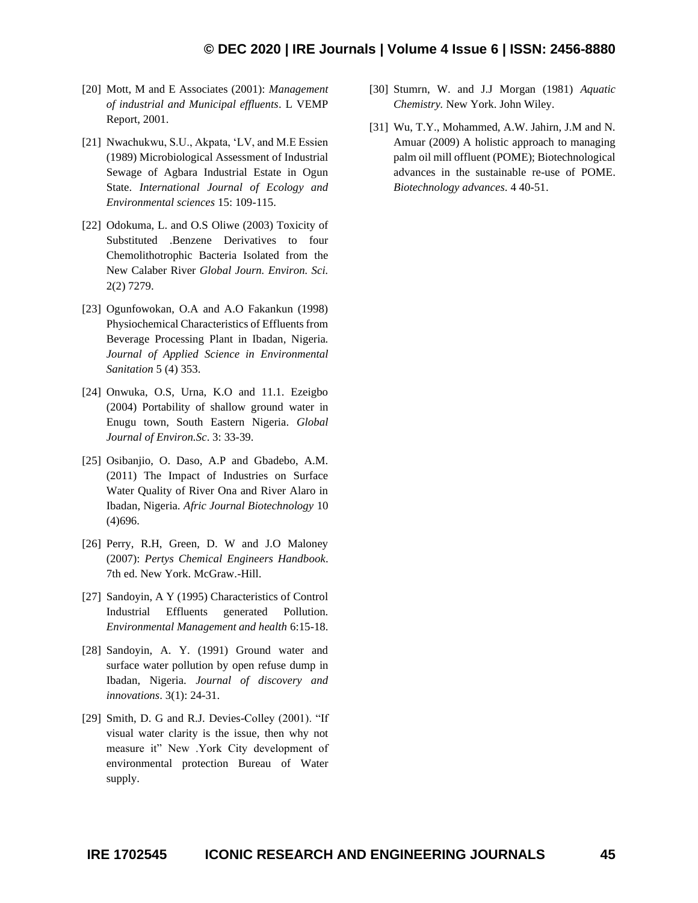[20] Mott, M and E Associates (2001): *Management of industrial and Municipal effluents*. L VEMP Report, 2001.

[21] Nwachukwu, S.U., Akpata, 'LV, and M.E Essien (1989) Microbiological Assessment of Industrial Sewage of Agbara Industrial Estate in Ogun State. *International Journal of Ecology and Environmental sciences* 15: 109-115.

[22] Odokuma, L. and O.S Oliwe (2003) Toxicity of Substituted .Benzene Derivatives to four Chemolithotrophic Bacteria Isolated from the New Calaber River *Global Journ. Environ. Sci.* 2(2) 7279.

[23] Ogunfowokan, O.A and A.O Fakankun (1998) Physiochemical Characteristics of Effluents from Beverage Processing Plant in Ibadan, Nigeria. *Journal of Applied Science in Environmental Sanitation* 5 (4) 353.

[24] Onwuka, O.S, Urna, K.O and 11.1. Ezeigbo (2004) Portability of shallow ground water in Enugu town, South Eastern Nigeria. *Global Journal of Environ.Sc*. 3: 33-39.

[25] Osibanjio, O. Daso, A.P and Gbadebo, A.M. (2011) The Impact of Industries on Surface Water Quality of River Ona and River Alaro in Ibadan, Nigeria. *Afric Journal Biotechnology* 10 (4)696.

[26] Perry, R.H, Green, D. W and J.O Maloney (2007): *Pertys Chemical Engineers Handbook*. 7th ed. New York. McGraw.-Hill.

[27] Sandoyin, A Y (1995) Characteristics of Control Industrial Effluents generated Pollution. *Environmental Management and health* 6:15-18.

[28] Sandoyin, A. Y. (1991) Ground water and surface water pollution by open refuse dump in Ibadan, Nigeria. *Journal of discovery and innovations*. 3(1): 24-31.

[29] Smith, D. G and R.J. Devies-Colley (2001). "If visual water clarity is the issue, then why not measure it" New .York City development of environmental protection Bureau of Water supply.

[30] Stumrn, W. and J.J Morgan (1981) *Aquatic Chemistry.* New York. John Wiley.

[31] Wu, T.Y., Mohammed, A.W. Jahirn, J.M and N. Amuar (2009) A holistic approach to managing palm oil mill offluent (POME); Biotechnological advances in the sustainable re-use of POME. *Biotechnology advances*. 4 40-51.